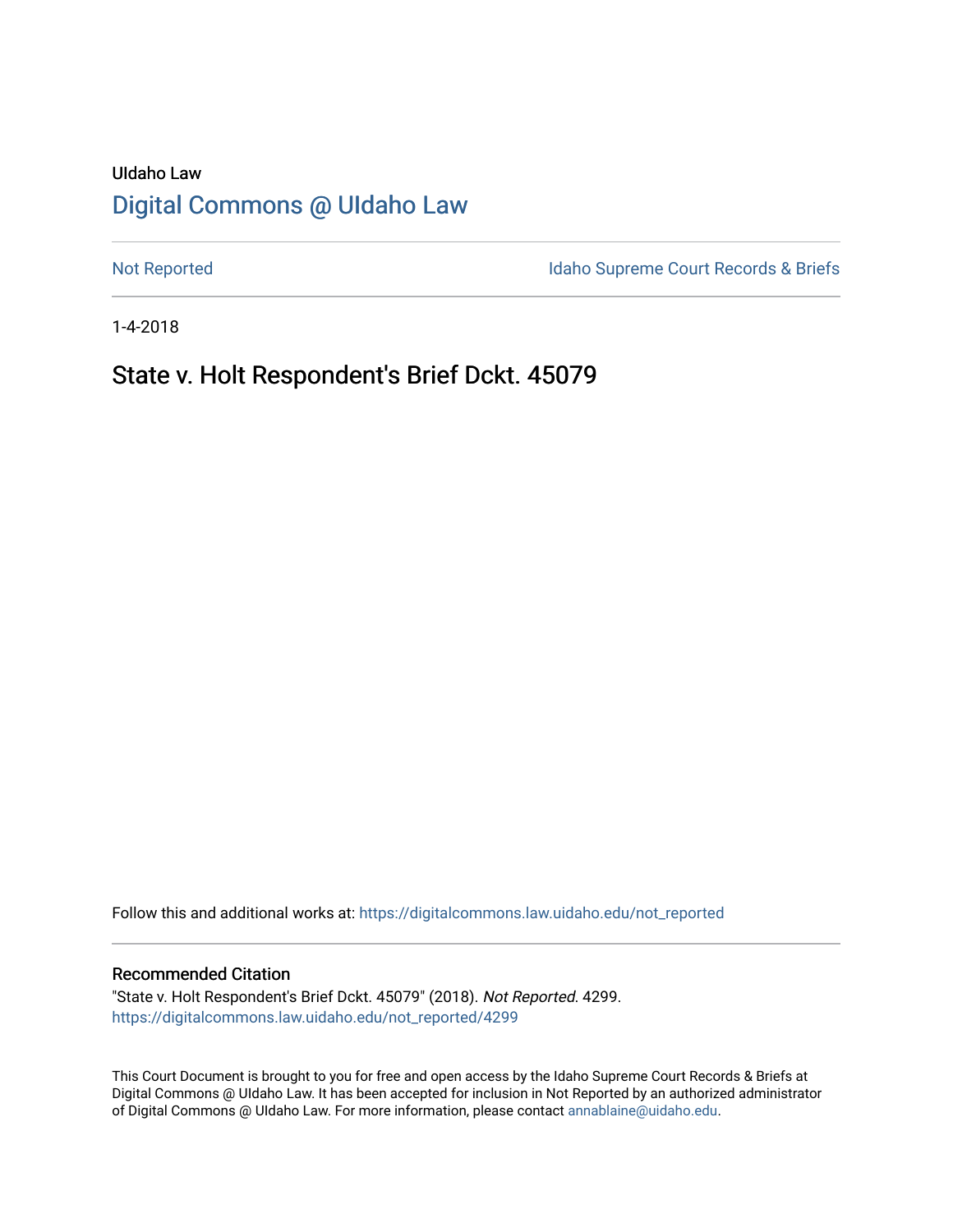UIdaho Law

# Digital Commons @ UIdaho Law

Not Reported

Idaho Supreme Court Records & Briefs

1-4-2018

## State v. Holt Respondent's Brief Dckt. 45079

Follow this and additional works at: https://digitalcommons.law.uidaho.edu/not_reported

### Recommended Citation

"State v. Holt Respondent's Brief Dckt. 45079" (2018). *Not Reported*. 4299.
https://digitalcommons.law.uidaho.edu/not_reported/4299

This Court Document is brought to you for free and open access by the Idaho Supreme Court Records & Briefs at Digital Commons @ UIdaho Law. It has been accepted for inclusion in Not Reported by an authorized administrator of Digital Commons @ UIdaho Law. For more information, please contact annablaine@uidaho.edu.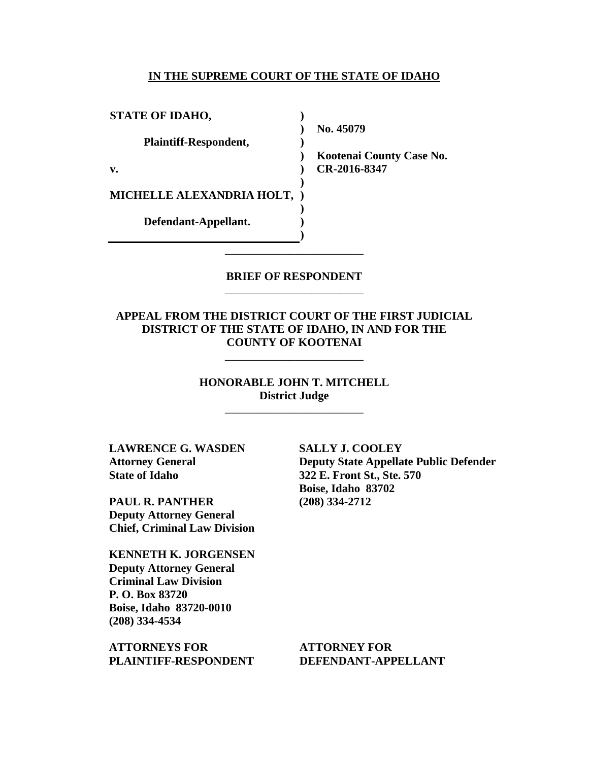**IN THE SUPREME COURT OF THE STATE OF IDAHO**

| | |
|---|---|
| **STATE OF IDAHO,** | |
| | **No. 45079** |
| **Plaintiff-Respondent,** | |
| | **Kootenai County Case No.** |
| **v.** | **CR-2016-8347** |
| | |
| **MICHELLE ALEXANDRIA HOLT,** | |
| | |
| **Defendant-Appellant.** | |

---

**BRIEF OF RESPONDENT**

---

**APPEAL FROM THE DISTRICT COURT OF THE FIRST JUDICIAL DISTRICT OF THE STATE OF IDAHO, IN AND FOR THE COUNTY OF KOOTENAI**

---

**HONORABLE JOHN T. MITCHELL**
**District Judge**

---

**LAWRENCE G. WASDEN**
**Attorney General**
**State of Idaho**

**PAUL R. PANTHER**
**Deputy Attorney General**
**Chief, Criminal Law Division**

**KENNETH K. JORGENSEN**
**Deputy Attorney General**
**Criminal Law Division**
**P. O. Box 83720**
**Boise, Idaho 83720-0010**
**(208) 334-4534**

**ATTORNEYS FOR**
**PLAINTIFF-RESPONDENT**

**SALLY J. COOLEY**
**Deputy State Appellate Public Defender**
**322 E. Front St., Ste. 570**
**Boise, Idaho 83702**
**(208) 334-2712**

**ATTORNEY FOR**
**DEFENDANT-APPELLANT**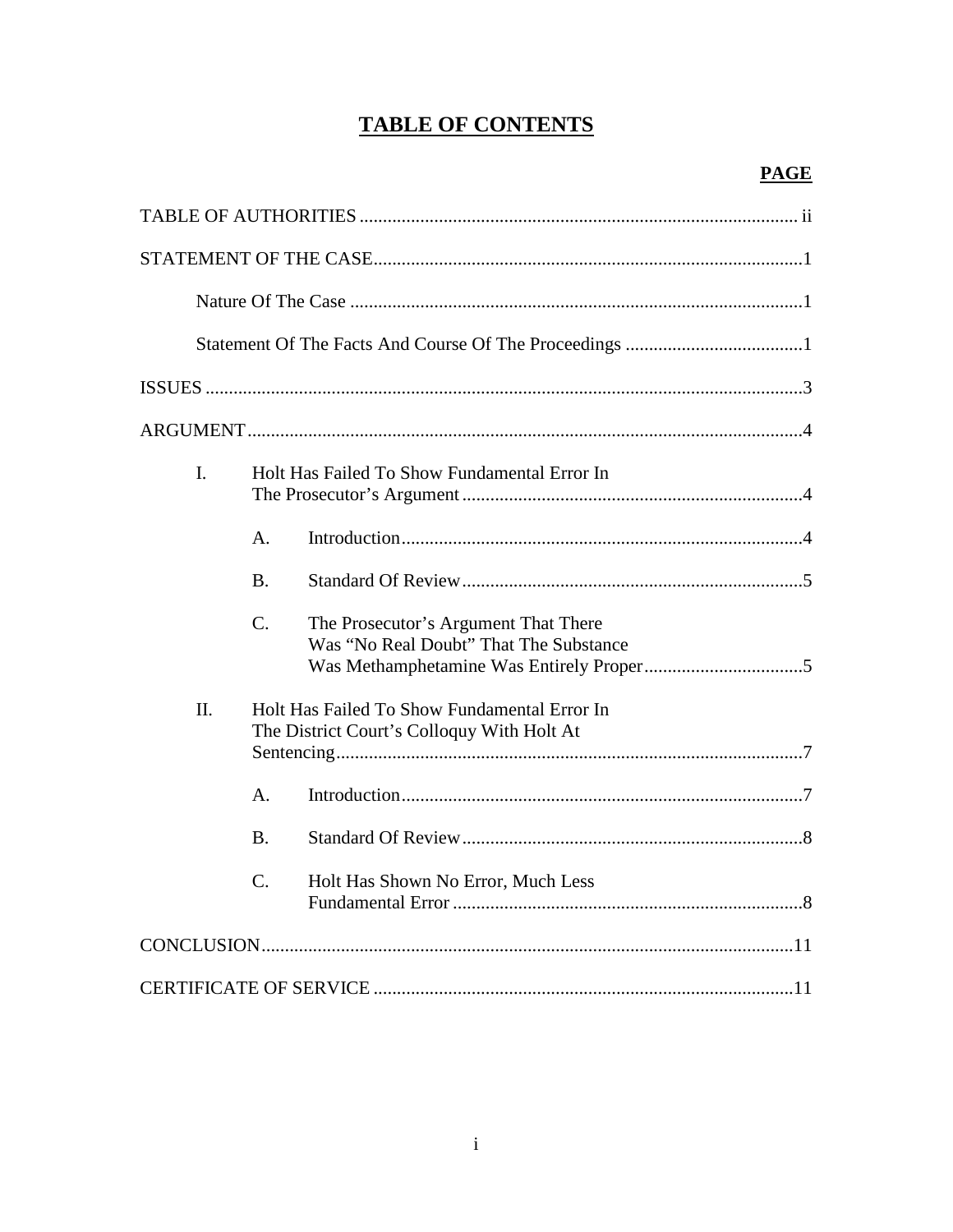# TABLE OF CONTENTS

**PAGE**

TABLE OF AUTHORITIES ..... ii

STATEMENT OF THE CASE ..... 1

- Nature Of The Case ..... 1
- Statement Of The Facts And Course Of The Proceedings ..... 1

ISSUES ..... 3

ARGUMENT ..... 4

- I. Holt Has Failed To Show Fundamental Error In The Prosecutor's Argument ..... 4
  - A. Introduction ..... 4
  - B. Standard Of Review ..... 5
  - C. The Prosecutor's Argument That There Was "No Real Doubt" That The Substance Was Methamphetamine Was Entirely Proper ..... 5
- II. Holt Has Failed To Show Fundamental Error In The District Court's Colloquy With Holt At Sentencing ..... 7
  - A. Introduction ..... 7
  - B. Standard Of Review ..... 8
  - C. Holt Has Shown No Error, Much Less Fundamental Error ..... 8

CONCLUSION ..... 11

CERTIFICATE OF SERVICE ..... 11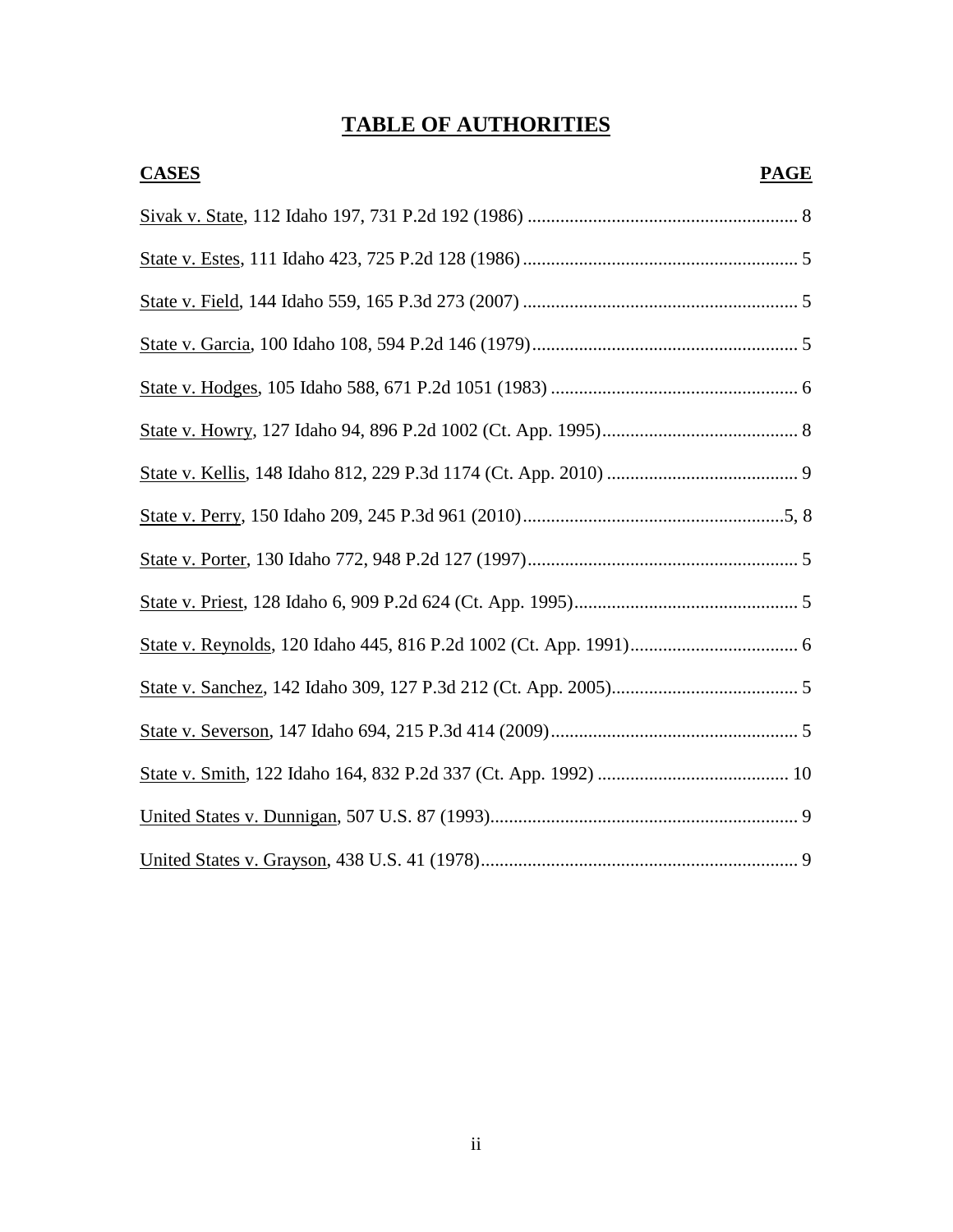# TABLE OF AUTHORITIES

| CASES | PAGE |
| --- | --- |
| Sivak v. State, 112 Idaho 197, 731 P.2d 192 (1986) | 8 |
| State v. Estes, 111 Idaho 423, 725 P.2d 128 (1986) | 5 |
| State v. Field, 144 Idaho 559, 165 P.3d 273 (2007) | 5 |
| State v. Garcia, 100 Idaho 108, 594 P.2d 146 (1979) | 5 |
| State v. Hodges, 105 Idaho 588, 671 P.2d 1051 (1983) | 6 |
| State v. Howry, 127 Idaho 94, 896 P.2d 1002 (Ct. App. 1995) | 8 |
| State v. Kellis, 148 Idaho 812, 229 P.3d 1174 (Ct. App. 2010) | 9 |
| State v. Perry, 150 Idaho 209, 245 P.3d 961 (2010) | 5, 8 |
| State v. Porter, 130 Idaho 772, 948 P.2d 127 (1997) | 5 |
| State v. Priest, 128 Idaho 6, 909 P.2d 624 (Ct. App. 1995) | 5 |
| State v. Reynolds, 120 Idaho 445, 816 P.2d 1002 (Ct. App. 1991) | 6 |
| State v. Sanchez, 142 Idaho 309, 127 P.3d 212 (Ct. App. 2005) | 5 |
| State v. Severson, 147 Idaho 694, 215 P.3d 414 (2009) | 5 |
| State v. Smith, 122 Idaho 164, 832 P.2d 337 (Ct. App. 1992) | 10 |
| United States v. Dunnigan, 507 U.S. 87 (1993) | 9 |
| United States v. Grayson, 438 U.S. 41 (1978) | 9 |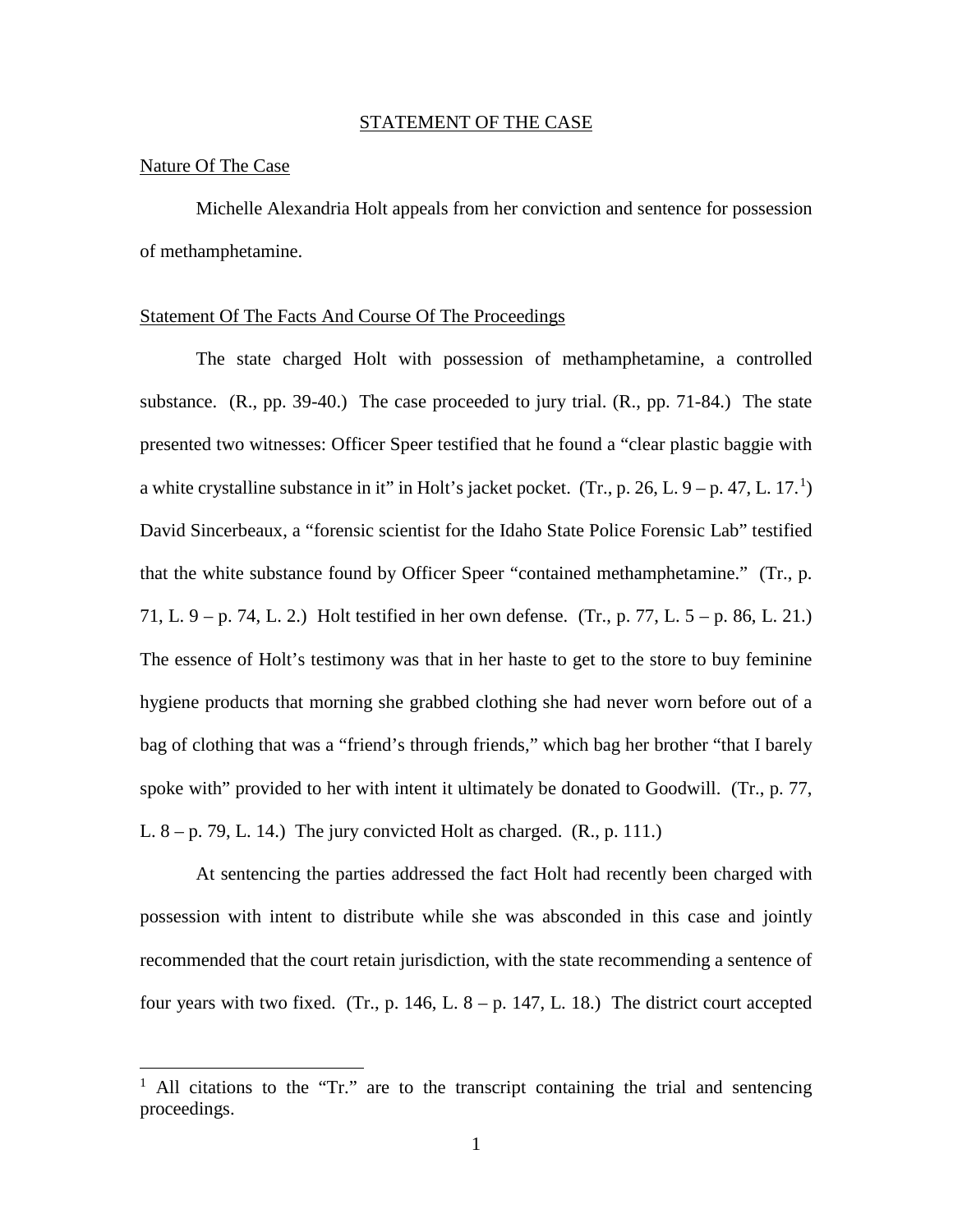## STATEMENT OF THE CASE

### Nature Of The Case

Michelle Alexandria Holt appeals from her conviction and sentence for possession of methamphetamine.

### Statement Of The Facts And Course Of The Proceedings

The state charged Holt with possession of methamphetamine, a controlled substance. (R., pp. 39-40.) The case proceeded to jury trial. (R., pp. 71-84.) The state presented two witnesses: Officer Speer testified that he found a "clear plastic baggie with a white crystalline substance in it" in Holt's jacket pocket. (Tr., p. 26, L. 9 – p. 47, L. 17.[1]) David Sincerbeaux, a "forensic scientist for the Idaho State Police Forensic Lab" testified that the white substance found by Officer Speer "contained methamphetamine." (Tr., p. 71, L. 9 – p. 74, L. 2.) Holt testified in her own defense. (Tr., p. 77, L. 5 – p. 86, L. 21.) The essence of Holt's testimony was that in her haste to get to the store to buy feminine hygiene products that morning she grabbed clothing she had never worn before out of a bag of clothing that was a "friend's through friends," which bag her brother "that I barely spoke with" provided to her with intent it ultimately be donated to Goodwill. (Tr., p. 77, L. 8 – p. 79, L. 14.) The jury convicted Holt as charged. (R., p. 111.)

At sentencing the parties addressed the fact Holt had recently been charged with possession with intent to distribute while she was absconded in this case and jointly recommended that the court retain jurisdiction, with the state recommending a sentence of four years with two fixed. (Tr., p. 146, L. 8 – p. 147, L. 18.) The district court accepted

[1] All citations to the "Tr." are to the transcript containing the trial and sentencing proceedings.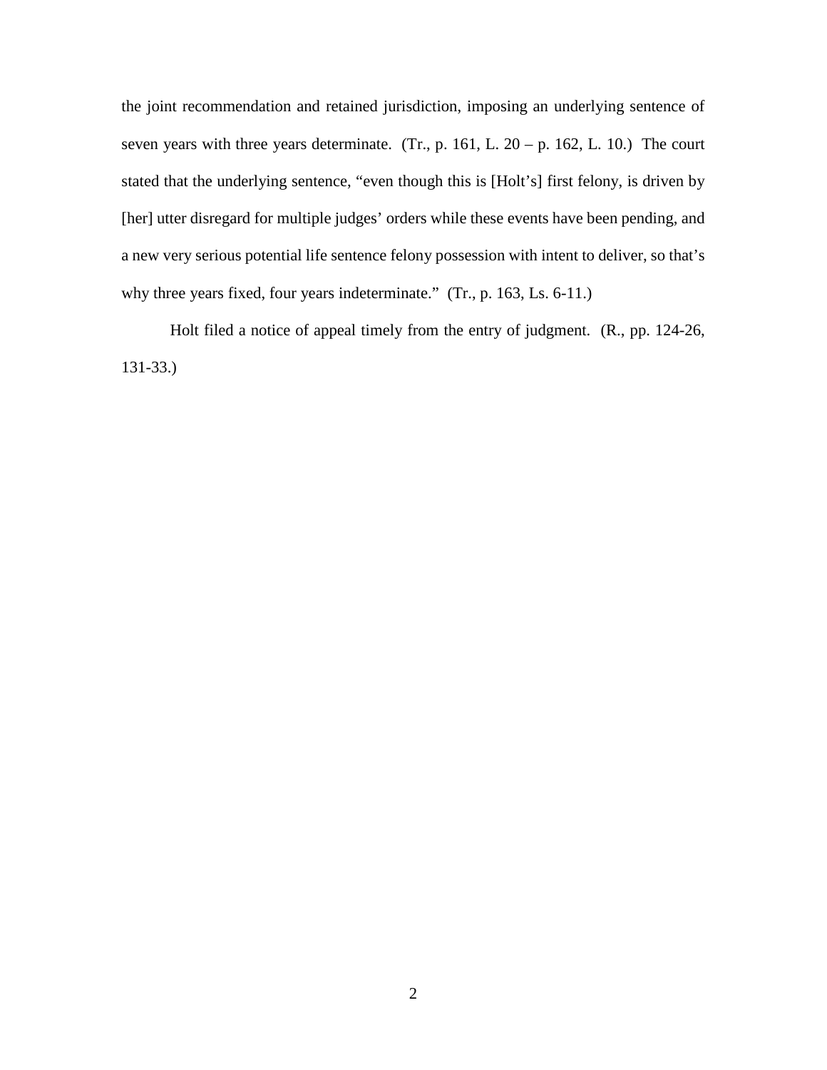the joint recommendation and retained jurisdiction, imposing an underlying sentence of seven years with three years determinate. (Tr., p. 161, L. 20 – p. 162, L. 10.) The court stated that the underlying sentence, "even though this is [Holt's] first felony, is driven by [her] utter disregard for multiple judges' orders while these events have been pending, and a new very serious potential life sentence felony possession with intent to deliver, so that's why three years fixed, four years indeterminate." (Tr., p. 163, Ls. 6-11.)

Holt filed a notice of appeal timely from the entry of judgment. (R., pp. 124-26, 131-33.)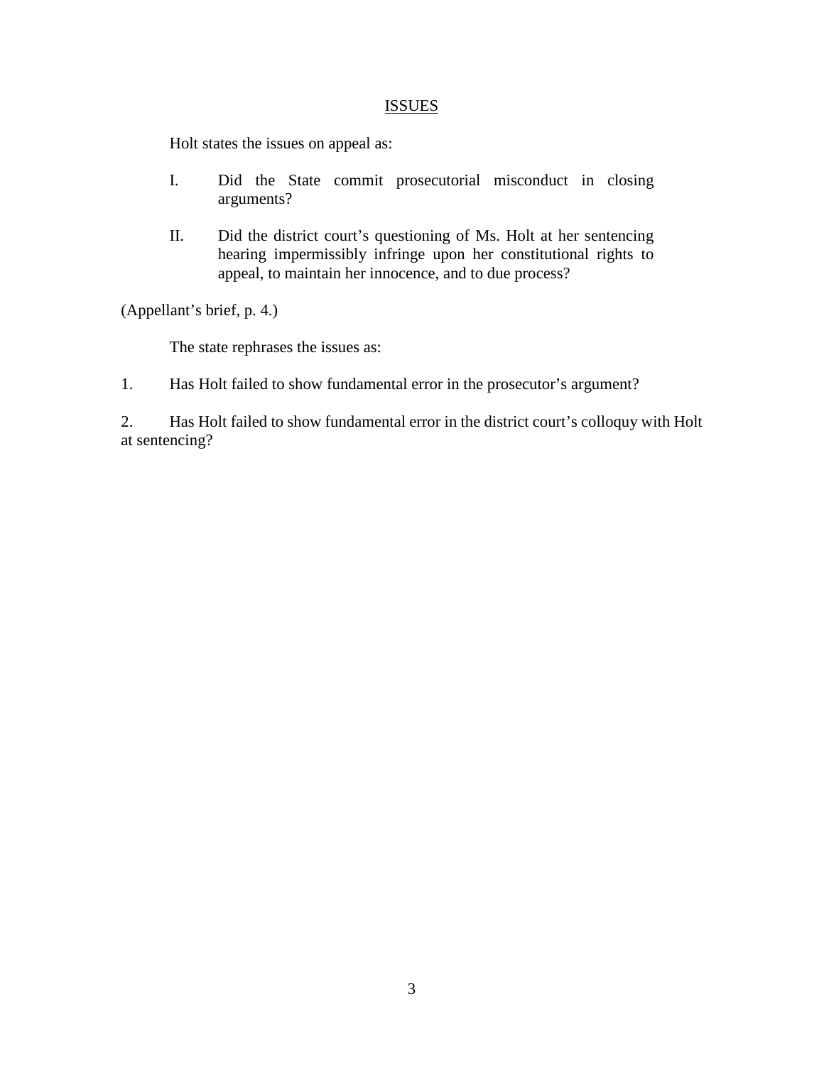## ISSUES

Holt states the issues on appeal as:

> I. Did the State commit prosecutorial misconduct in closing arguments?
>
> II. Did the district court's questioning of Ms. Holt at her sentencing hearing impermissibly infringe upon her constitutional rights to appeal, to maintain her innocence, and to due process?

(Appellant's brief, p. 4.)

The state rephrases the issues as:

1. Has Holt failed to show fundamental error in the prosecutor's argument?

2. Has Holt failed to show fundamental error in the district court's colloquy with Holt at sentencing?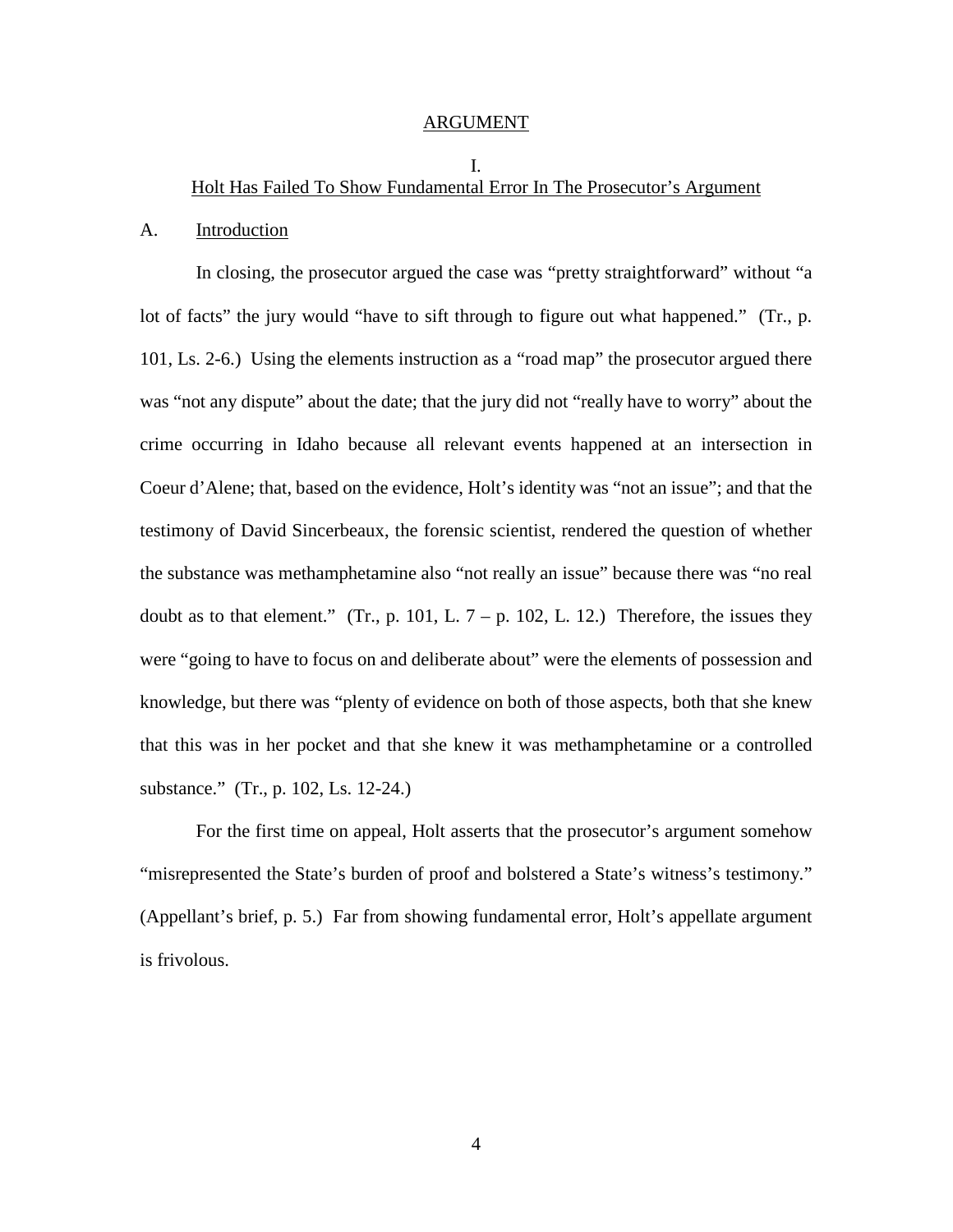# ARGUMENT

## I.
## Holt Has Failed To Show Fundamental Error In The Prosecutor's Argument

### A. Introduction

In closing, the prosecutor argued the case was "pretty straightforward" without "a lot of facts" the jury would "have to sift through to figure out what happened." (Tr., p. 101, Ls. 2-6.) Using the elements instruction as a "road map" the prosecutor argued there was "not any dispute" about the date; that the jury did not "really have to worry" about the crime occurring in Idaho because all relevant events happened at an intersection in Coeur d'Alene; that, based on the evidence, Holt's identity was "not an issue"; and that the testimony of David Sincerbeaux, the forensic scientist, rendered the question of whether the substance was methamphetamine also "not really an issue" because there was "no real doubt as to that element." (Tr., p. 101, L. 7 – p. 102, L. 12.) Therefore, the issues they were "going to have to focus on and deliberate about" were the elements of possession and knowledge, but there was "plenty of evidence on both of those aspects, both that she knew that this was in her pocket and that she knew it was methamphetamine or a controlled substance." (Tr., p. 102, Ls. 12-24.)

For the first time on appeal, Holt asserts that the prosecutor's argument somehow "misrepresented the State's burden of proof and bolstered a State's witness's testimony." (Appellant's brief, p. 5.) Far from showing fundamental error, Holt's appellate argument is frivolous.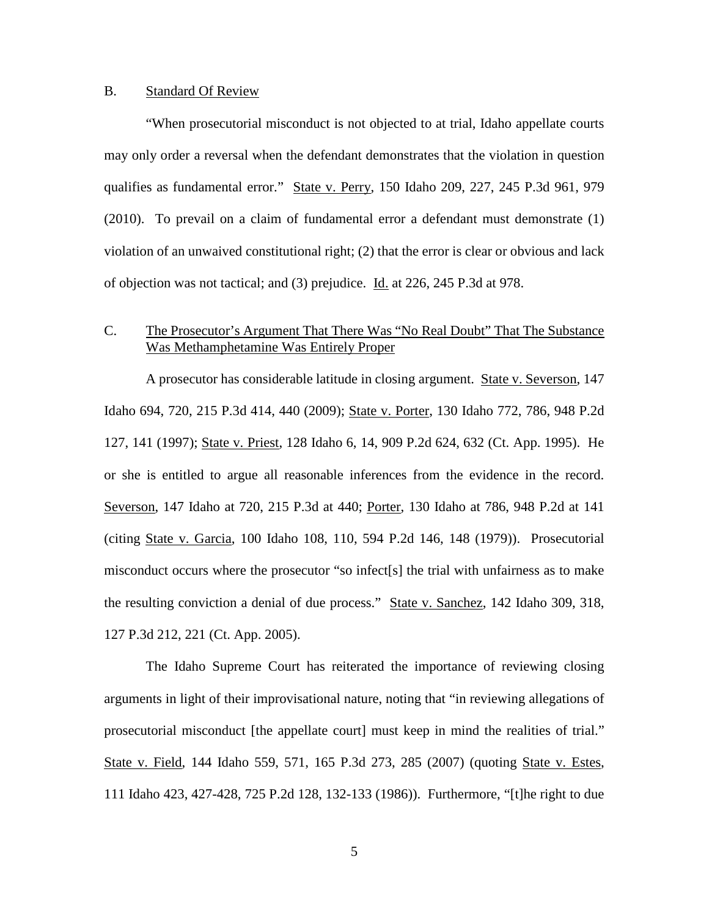B. Standard Of Review

"When prosecutorial misconduct is not objected to at trial, Idaho appellate courts may only order a reversal when the defendant demonstrates that the violation in question qualifies as fundamental error." State v. Perry, 150 Idaho 209, 227, 245 P.3d 961, 979 (2010). To prevail on a claim of fundamental error a defendant must demonstrate (1) violation of an unwaived constitutional right; (2) that the error is clear or obvious and lack of objection was not tactical; and (3) prejudice. Id. at 226, 245 P.3d at 978.

C. The Prosecutor's Argument That There Was "No Real Doubt" That The Substance Was Methamphetamine Was Entirely Proper

A prosecutor has considerable latitude in closing argument. State v. Severson, 147 Idaho 694, 720, 215 P.3d 414, 440 (2009); State v. Porter, 130 Idaho 772, 786, 948 P.2d 127, 141 (1997); State v. Priest, 128 Idaho 6, 14, 909 P.2d 624, 632 (Ct. App. 1995). He or she is entitled to argue all reasonable inferences from the evidence in the record. Severson, 147 Idaho at 720, 215 P.3d at 440; Porter, 130 Idaho at 786, 948 P.2d at 141 (citing State v. Garcia, 100 Idaho 108, 110, 594 P.2d 146, 148 (1979)). Prosecutorial misconduct occurs where the prosecutor "so infect[s] the trial with unfairness as to make the resulting conviction a denial of due process." State v. Sanchez, 142 Idaho 309, 318, 127 P.3d 212, 221 (Ct. App. 2005).

The Idaho Supreme Court has reiterated the importance of reviewing closing arguments in light of their improvisational nature, noting that "in reviewing allegations of prosecutorial misconduct [the appellate court] must keep in mind the realities of trial." State v. Field, 144 Idaho 559, 571, 165 P.3d 273, 285 (2007) (quoting State v. Estes, 111 Idaho 423, 427-428, 725 P.2d 128, 132-133 (1986)). Furthermore, "[t]he right to due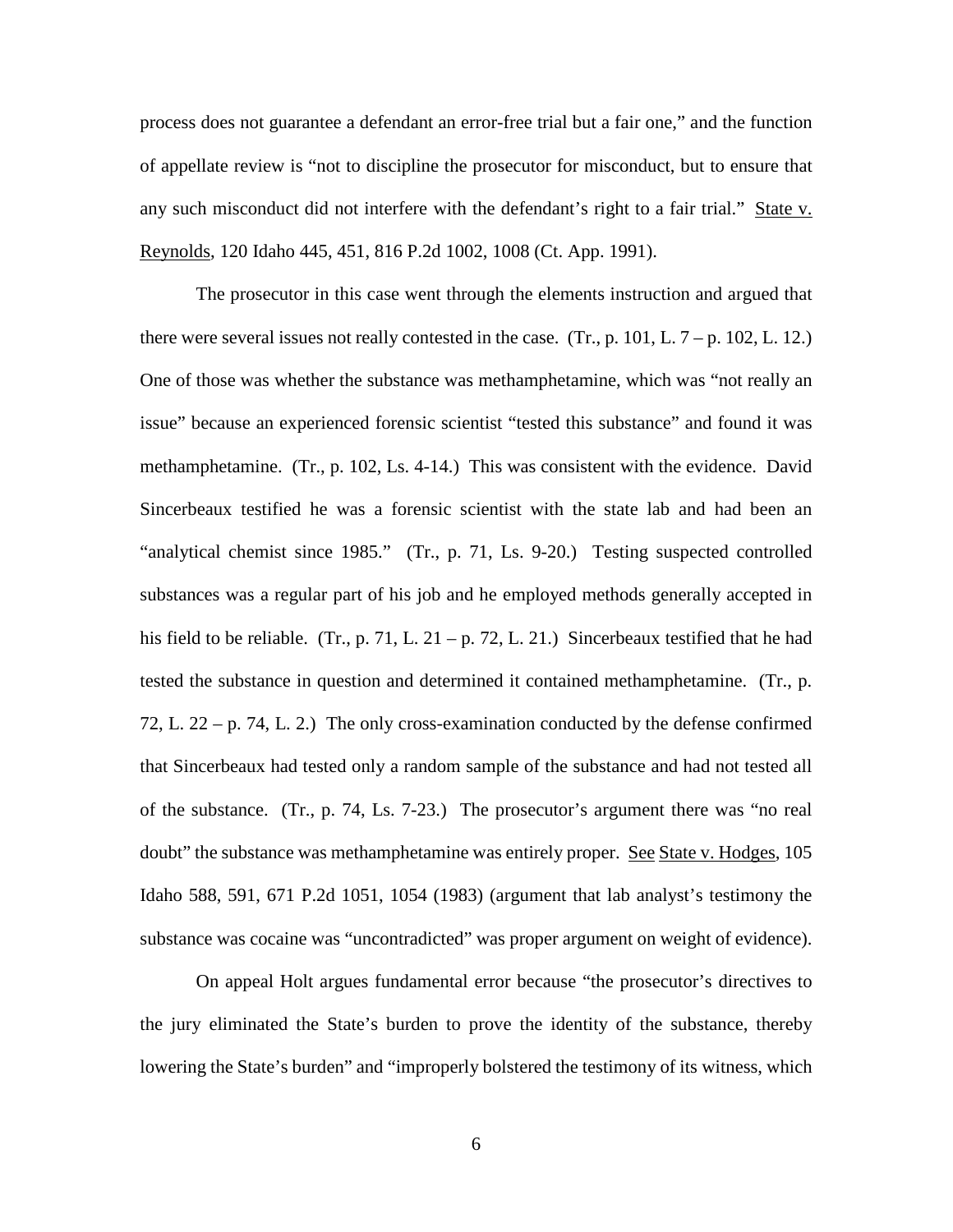process does not guarantee a defendant an error-free trial but a fair one," and the function of appellate review is "not to discipline the prosecutor for misconduct, but to ensure that any such misconduct did not interfere with the defendant's right to a fair trial." State v. Reynolds, 120 Idaho 445, 451, 816 P.2d 1002, 1008 (Ct. App. 1991).

The prosecutor in this case went through the elements instruction and argued that there were several issues not really contested in the case. (Tr., p. 101, L. 7 – p. 102, L. 12.) One of those was whether the substance was methamphetamine, which was "not really an issue" because an experienced forensic scientist "tested this substance" and found it was methamphetamine. (Tr., p. 102, Ls. 4-14.) This was consistent with the evidence. David Sincerbeaux testified he was a forensic scientist with the state lab and had been an "analytical chemist since 1985." (Tr., p. 71, Ls. 9-20.) Testing suspected controlled substances was a regular part of his job and he employed methods generally accepted in his field to be reliable. (Tr., p. 71, L. 21 – p. 72, L. 21.) Sincerbeaux testified that he had tested the substance in question and determined it contained methamphetamine. (Tr., p. 72, L. 22 – p. 74, L. 2.) The only cross-examination conducted by the defense confirmed that Sincerbeaux had tested only a random sample of the substance and had not tested all of the substance. (Tr., p. 74, Ls. 7-23.) The prosecutor's argument there was "no real doubt" the substance was methamphetamine was entirely proper. See State v. Hodges, 105 Idaho 588, 591, 671 P.2d 1051, 1054 (1983) (argument that lab analyst's testimony the substance was cocaine was "uncontradicted" was proper argument on weight of evidence).

On appeal Holt argues fundamental error because "the prosecutor's directives to the jury eliminated the State's burden to prove the identity of the substance, thereby lowering the State's burden" and "improperly bolstered the testimony of its witness, which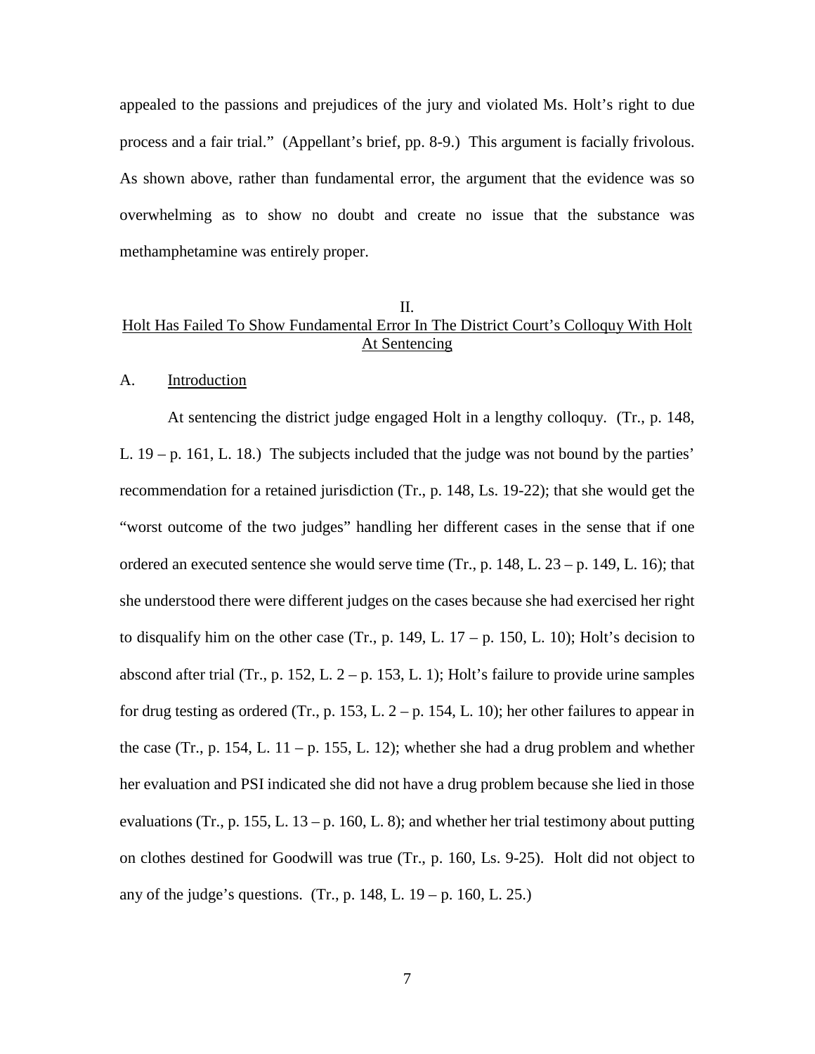appealed to the passions and prejudices of the jury and violated Ms. Holt's right to due process and a fair trial." (Appellant's brief, pp. 8-9.) This argument is facially frivolous. As shown above, rather than fundamental error, the argument that the evidence was so overwhelming as to show no doubt and create no issue that the substance was methamphetamine was entirely proper.

## II.
## Holt Has Failed To Show Fundamental Error In The District Court's Colloquy With Holt At Sentencing

### A. Introduction

At sentencing the district judge engaged Holt in a lengthy colloquy. (Tr., p. 148, L. 19 – p. 161, L. 18.) The subjects included that the judge was not bound by the parties' recommendation for a retained jurisdiction (Tr., p. 148, Ls. 19-22); that she would get the "worst outcome of the two judges" handling her different cases in the sense that if one ordered an executed sentence she would serve time (Tr., p. 148, L. 23 – p. 149, L. 16); that she understood there were different judges on the cases because she had exercised her right to disqualify him on the other case (Tr., p. 149, L. 17 – p. 150, L. 10); Holt's decision to abscond after trial (Tr., p. 152, L. 2 – p. 153, L. 1); Holt's failure to provide urine samples for drug testing as ordered (Tr., p. 153, L. 2 – p. 154, L. 10); her other failures to appear in the case (Tr., p. 154, L. 11 – p. 155, L. 12); whether she had a drug problem and whether her evaluation and PSI indicated she did not have a drug problem because she lied in those evaluations (Tr., p. 155, L. 13 – p. 160, L. 8); and whether her trial testimony about putting on clothes destined for Goodwill was true (Tr., p. 160, Ls. 9-25). Holt did not object to any of the judge's questions. (Tr., p. 148, L. 19 – p. 160, L. 25.)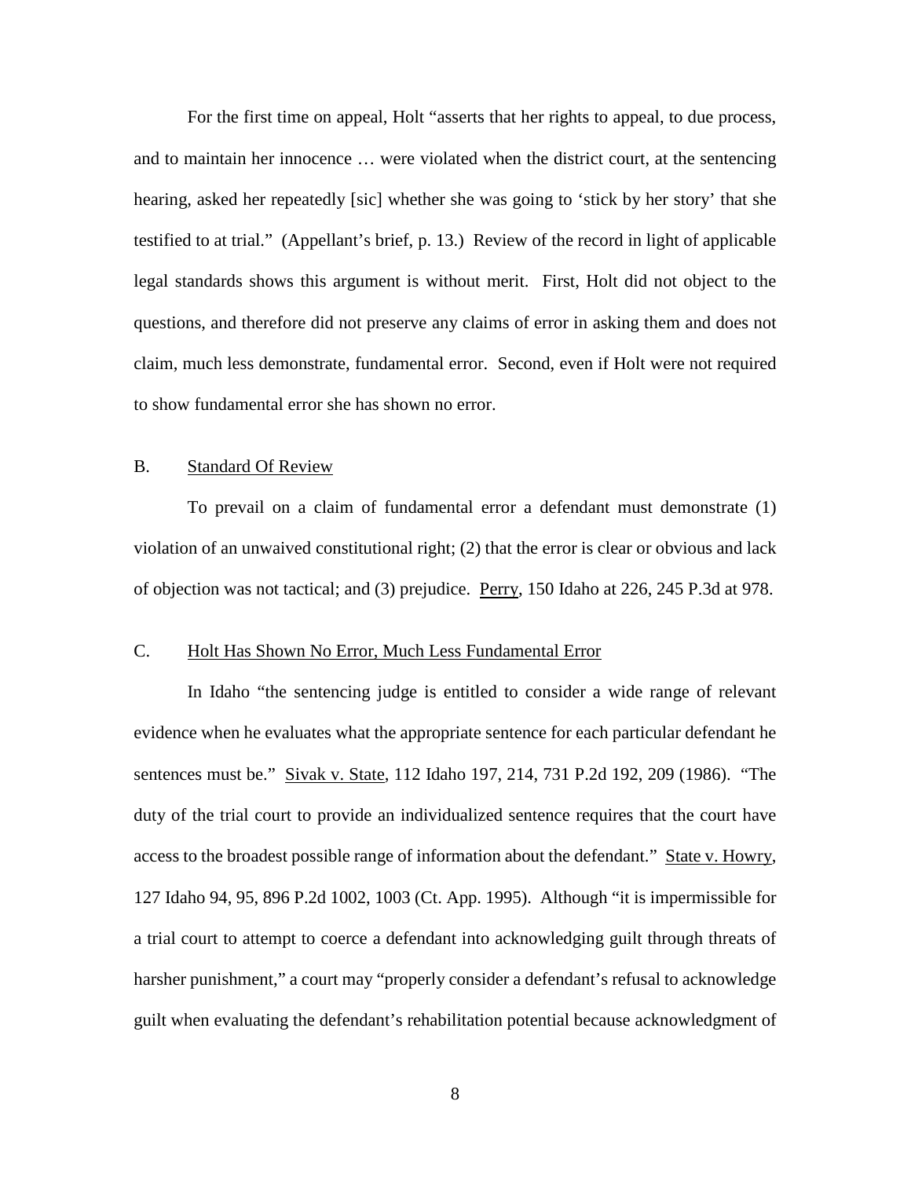For the first time on appeal, Holt "asserts that her rights to appeal, to due process, and to maintain her innocence … were violated when the district court, at the sentencing hearing, asked her repeatedly [sic] whether she was going to 'stick by her story' that she testified to at trial." (Appellant's brief, p. 13.) Review of the record in light of applicable legal standards shows this argument is without merit. First, Holt did not object to the questions, and therefore did not preserve any claims of error in asking them and does not claim, much less demonstrate, fundamental error. Second, even if Holt were not required to show fundamental error she has shown no error.

### B. Standard Of Review

To prevail on a claim of fundamental error a defendant must demonstrate (1) violation of an unwaived constitutional right; (2) that the error is clear or obvious and lack of objection was not tactical; and (3) prejudice. Perry, 150 Idaho at 226, 245 P.3d at 978.

### C. Holt Has Shown No Error, Much Less Fundamental Error

In Idaho "the sentencing judge is entitled to consider a wide range of relevant evidence when he evaluates what the appropriate sentence for each particular defendant he sentences must be." Sivak v. State, 112 Idaho 197, 214, 731 P.2d 192, 209 (1986). "The duty of the trial court to provide an individualized sentence requires that the court have access to the broadest possible range of information about the defendant." State v. Howry, 127 Idaho 94, 95, 896 P.2d 1002, 1003 (Ct. App. 1995). Although "it is impermissible for a trial court to attempt to coerce a defendant into acknowledging guilt through threats of harsher punishment," a court may "properly consider a defendant's refusal to acknowledge guilt when evaluating the defendant's rehabilitation potential because acknowledgment of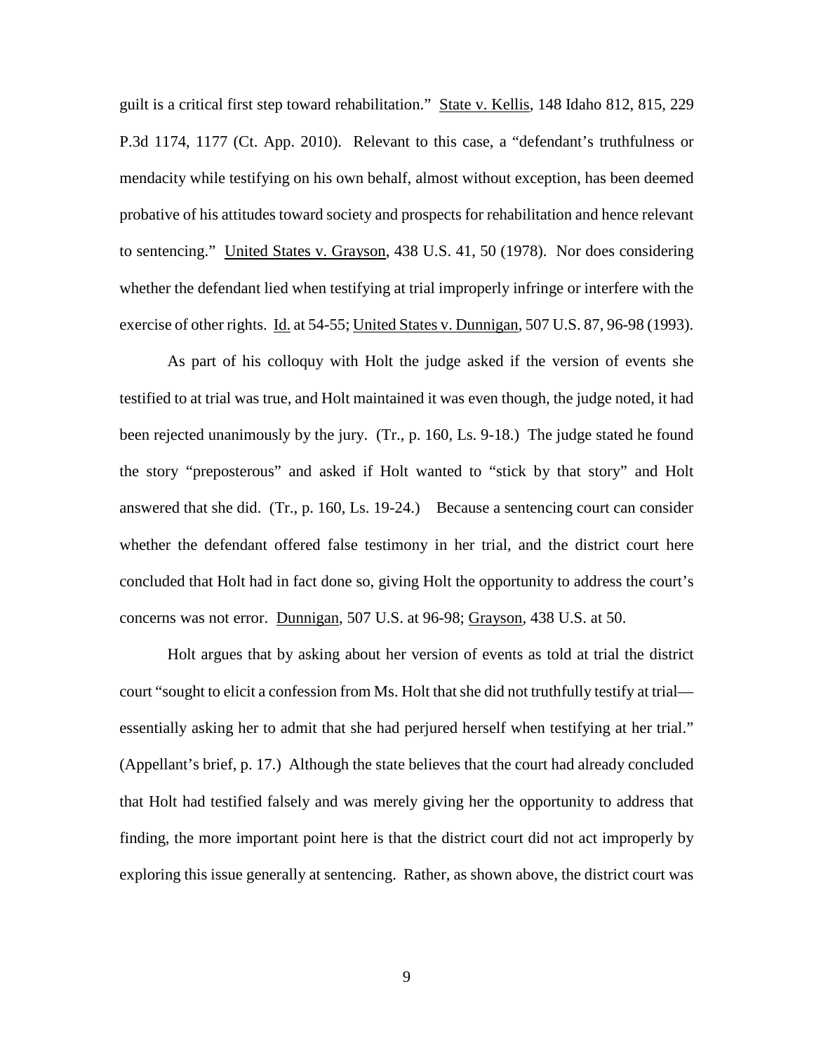guilt is a critical first step toward rehabilitation." State v. Kellis, 148 Idaho 812, 815, 229 P.3d 1174, 1177 (Ct. App. 2010). Relevant to this case, a "defendant's truthfulness or mendacity while testifying on his own behalf, almost without exception, has been deemed probative of his attitudes toward society and prospects for rehabilitation and hence relevant to sentencing." United States v. Grayson, 438 U.S. 41, 50 (1978). Nor does considering whether the defendant lied when testifying at trial improperly infringe or interfere with the exercise of other rights. Id. at 54-55; United States v. Dunnigan, 507 U.S. 87, 96-98 (1993).

As part of his colloquy with Holt the judge asked if the version of events she testified to at trial was true, and Holt maintained it was even though, the judge noted, it had been rejected unanimously by the jury. (Tr., p. 160, Ls. 9-18.) The judge stated he found the story "preposterous" and asked if Holt wanted to "stick by that story" and Holt answered that she did. (Tr., p. 160, Ls. 19-24.) Because a sentencing court can consider whether the defendant offered false testimony in her trial, and the district court here concluded that Holt had in fact done so, giving Holt the opportunity to address the court's concerns was not error. Dunnigan, 507 U.S. at 96-98; Grayson, 438 U.S. at 50.

Holt argues that by asking about her version of events as told at trial the district court "sought to elicit a confession from Ms. Holt that she did not truthfully testify at trial—essentially asking her to admit that she had perjured herself when testifying at her trial." (Appellant's brief, p. 17.) Although the state believes that the court had already concluded that Holt had testified falsely and was merely giving her the opportunity to address that finding, the more important point here is that the district court did not act improperly by exploring this issue generally at sentencing. Rather, as shown above, the district court was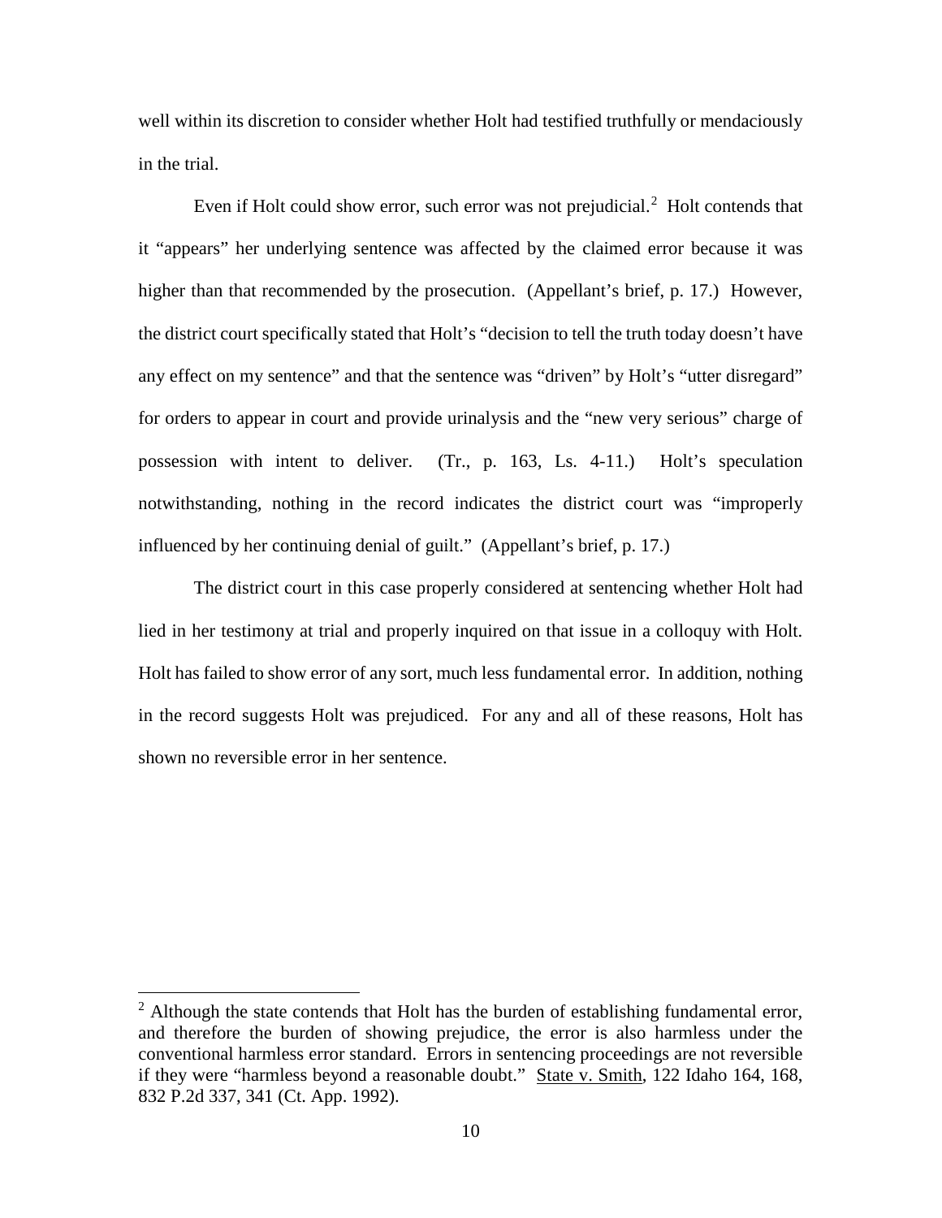well within its discretion to consider whether Holt had testified truthfully or mendaciously in the trial.

Even if Holt could show error, such error was not prejudicial.[2] Holt contends that it "appears" her underlying sentence was affected by the claimed error because it was higher than that recommended by the prosecution. (Appellant's brief, p. 17.) However, the district court specifically stated that Holt's "decision to tell the truth today doesn't have any effect on my sentence" and that the sentence was "driven" by Holt's "utter disregard" for orders to appear in court and provide urinalysis and the "new very serious" charge of possession with intent to deliver. (Tr., p. 163, Ls. 4-11.) Holt's speculation notwithstanding, nothing in the record indicates the district court was "improperly influenced by her continuing denial of guilt." (Appellant's brief, p. 17.)

The district court in this case properly considered at sentencing whether Holt had lied in her testimony at trial and properly inquired on that issue in a colloquy with Holt. Holt has failed to show error of any sort, much less fundamental error. In addition, nothing in the record suggests Holt was prejudiced. For any and all of these reasons, Holt has shown no reversible error in her sentence.

---

[2] Although the state contends that Holt has the burden of establishing fundamental error, and therefore the burden of showing prejudice, the error is also harmless under the conventional harmless error standard. Errors in sentencing proceedings are not reversible if they were "harmless beyond a reasonable doubt." State v. Smith, 122 Idaho 164, 168, 832 P.2d 337, 341 (Ct. App. 1992).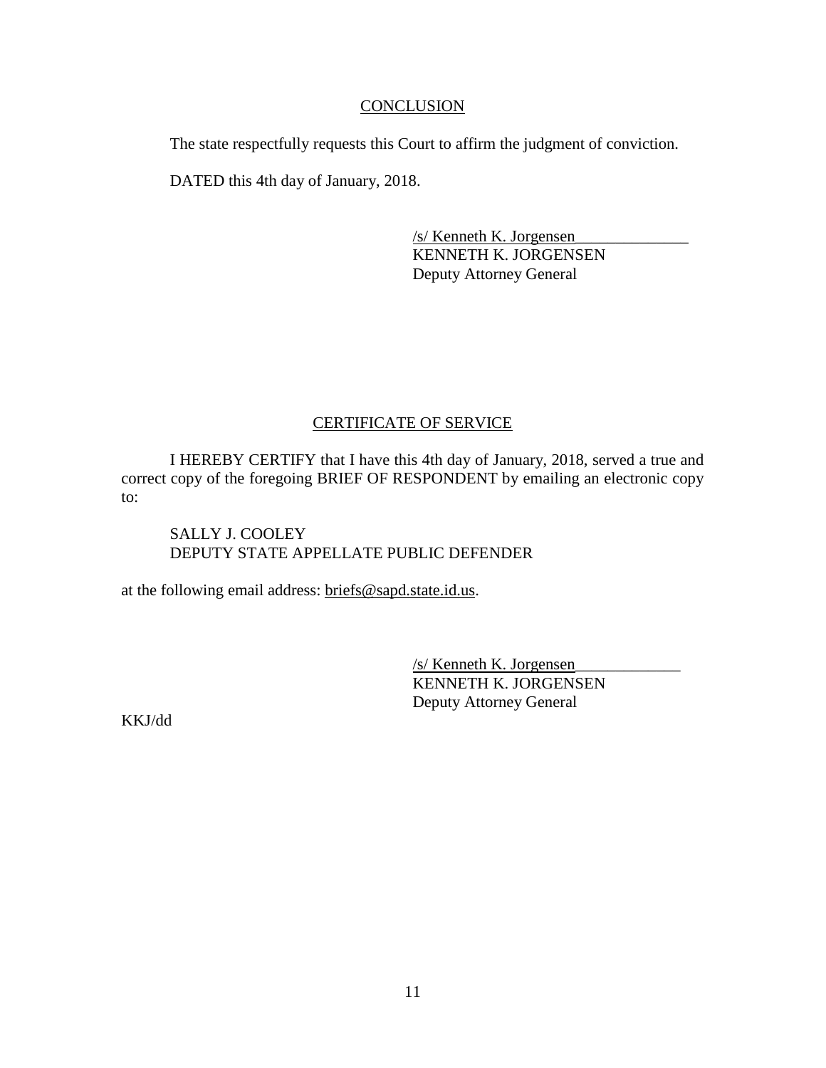## CONCLUSION

The state respectfully requests this Court to affirm the judgment of conviction.

DATED this 4th day of January, 2018.

/s/ Kenneth K. Jorgensen
KENNETH K. JORGENSEN
Deputy Attorney General

## CERTIFICATE OF SERVICE

I HEREBY CERTIFY that I have this 4th day of January, 2018, served a true and correct copy of the foregoing BRIEF OF RESPONDENT by emailing an electronic copy to:

SALLY J. COOLEY
DEPUTY STATE APPELLATE PUBLIC DEFENDER

at the following email address: briefs@sapd.state.id.us.

/s/ Kenneth K. Jorgensen
KENNETH K. JORGENSEN
Deputy Attorney General

KKJ/dd